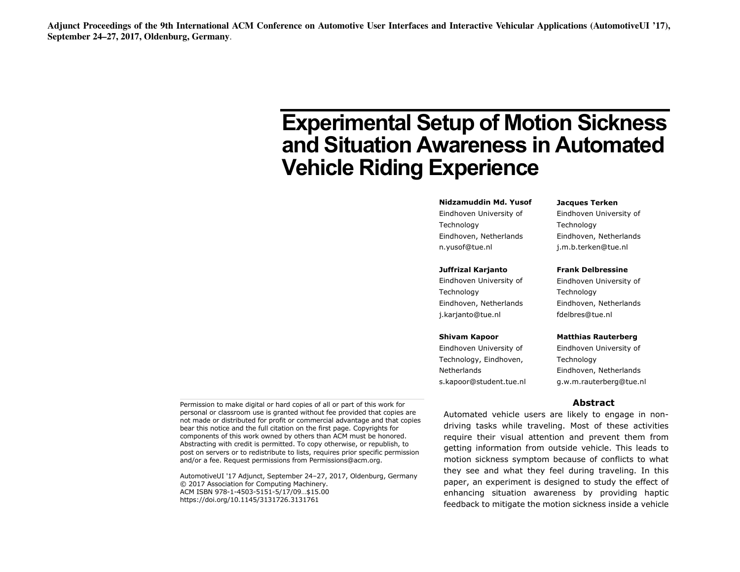Adjunct Proceedings of the 9th International ACM Conference on Automotive User Interfaces and Interactive Vehicular Applications (AutomotiveUI '17), September 24–27, 2017, Oldenburg, Germany.

# Experimental Setup of Motion Sickness and Situation Awareness in Automated Vehicle Riding Experience

**Nidzamuddin Md. Yusof**
Eindhoven University of Technology
Eindhoven, Netherlands
n.yusof@tue.nl

**Jacques Terken**
Eindhoven University of Technology
Eindhoven, Netherlands
j.m.b.terken@tue.nl

**Juffrizal Karjanto**
Eindhoven University of Technology
Eindhoven, Netherlands
j.karjanto@tue.nl

**Frank Delbressine**
Eindhoven University of Technology
Eindhoven, Netherlands
fdelbres@tue.nl

**Shivam Kapoor**
Eindhoven University of Technology, Eindhoven, Netherlands
s.kapoor@student.tue.nl

**Matthias Rauterberg**
Eindhoven University of Technology
Eindhoven, Netherlands
g.w.m.rauterberg@tue.nl

Permission to make digital or hard copies of all or part of this work for personal or classroom use is granted without fee provided that copies are not made or distributed for profit or commercial advantage and that copies bear this notice and the full citation on the first page. Copyrights for components of this work owned by others than ACM must be honored. Abstracting with credit is permitted. To copy otherwise, or republish, to post on servers or to redistribute to lists, requires prior specific permission and/or a fee. Request permissions from Permissions@acm.org.

AutomotiveUI '17 Adjunct, September 24–27, 2017, Oldenburg, Germany
© 2017 Association for Computing Machinery.
ACM ISBN 978-1-4503-5151-5/17/09…$15.00
https://doi.org/10.1145/3131726.3131761

## Abstract

Automated vehicle users are likely to engage in non-driving tasks while traveling. Most of these activities require their visual attention and prevent them from getting information from outside vehicle. This leads to motion sickness symptom because of conflicts to what they see and what they feel during traveling. In this paper, an experiment is designed to study the effect of enhancing situation awareness by providing haptic feedback to mitigate the motion sickness inside a vehicle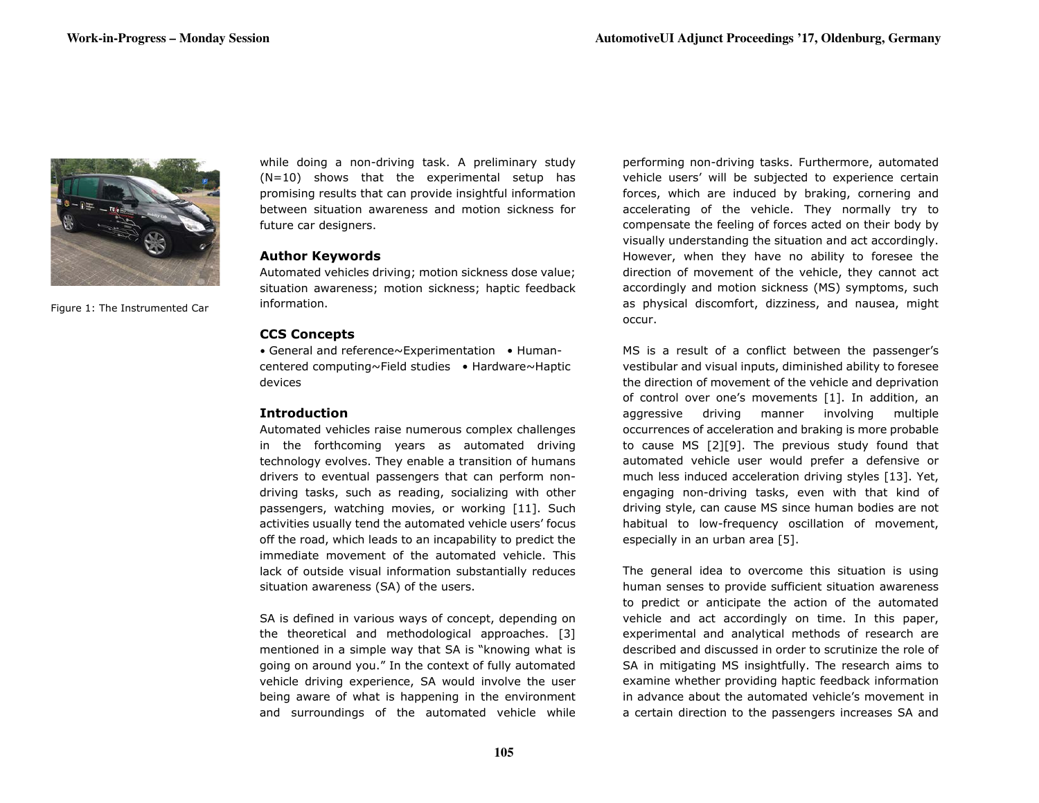while doing a non-driving task. A preliminary study (N=10) shows that the experimental setup has promising results that can provide insightful information between situation awareness and motion sickness for future car designers.

Figure 1: The Instrumented Car

### Author Keywords

Automated vehicles driving; motion sickness dose value; situation awareness; motion sickness; haptic feedback information.

### CCS Concepts

• General and reference~Experimentation • Human-centered computing~Field studies • Hardware~Haptic devices

### Introduction

Automated vehicles raise numerous complex challenges in the forthcoming years as automated driving technology evolves. They enable a transition of humans drivers to eventual passengers that can perform non-driving tasks, such as reading, socializing with other passengers, watching movies, or working [11]. Such activities usually tend the automated vehicle users' focus off the road, which leads to an incapability to predict the immediate movement of the automated vehicle. This lack of outside visual information substantially reduces situation awareness (SA) of the users.

SA is defined in various ways of concept, depending on the theoretical and methodological approaches. [3] mentioned in a simple way that SA is "knowing what is going on around you." In the context of fully automated vehicle driving experience, SA would involve the user being aware of what is happening in the environment and surroundings of the automated vehicle while performing non-driving tasks. Furthermore, automated vehicle users' will be subjected to experience certain forces, which are induced by braking, cornering and accelerating of the vehicle. They normally try to compensate the feeling of forces acted on their body by visually understanding the situation and act accordingly. However, when they have no ability to foresee the direction of movement of the vehicle, they cannot act accordingly and motion sickness (MS) symptoms, such as physical discomfort, dizziness, and nausea, might occur.

MS is a result of a conflict between the passenger's vestibular and visual inputs, diminished ability to foresee the direction of movement of the vehicle and deprivation of control over one's movements [1]. In addition, an aggressive driving manner involving multiple occurrences of acceleration and braking is more probable to cause MS [2][9]. The previous study found that automated vehicle user would prefer a defensive or much less induced acceleration driving styles [13]. Yet, engaging non-driving tasks, even with that kind of driving style, can cause MS since human bodies are not habitual to low-frequency oscillation of movement, especially in an urban area [5].

The general idea to overcome this situation is using human senses to provide sufficient situation awareness to predict or anticipate the action of the automated vehicle and act accordingly on time. In this paper, experimental and analytical methods of research are described and discussed in order to scrutinize the role of SA in mitigating MS insightfully. The research aims to examine whether providing haptic feedback information in advance about the automated vehicle's movement in a certain direction to the passengers increases SA and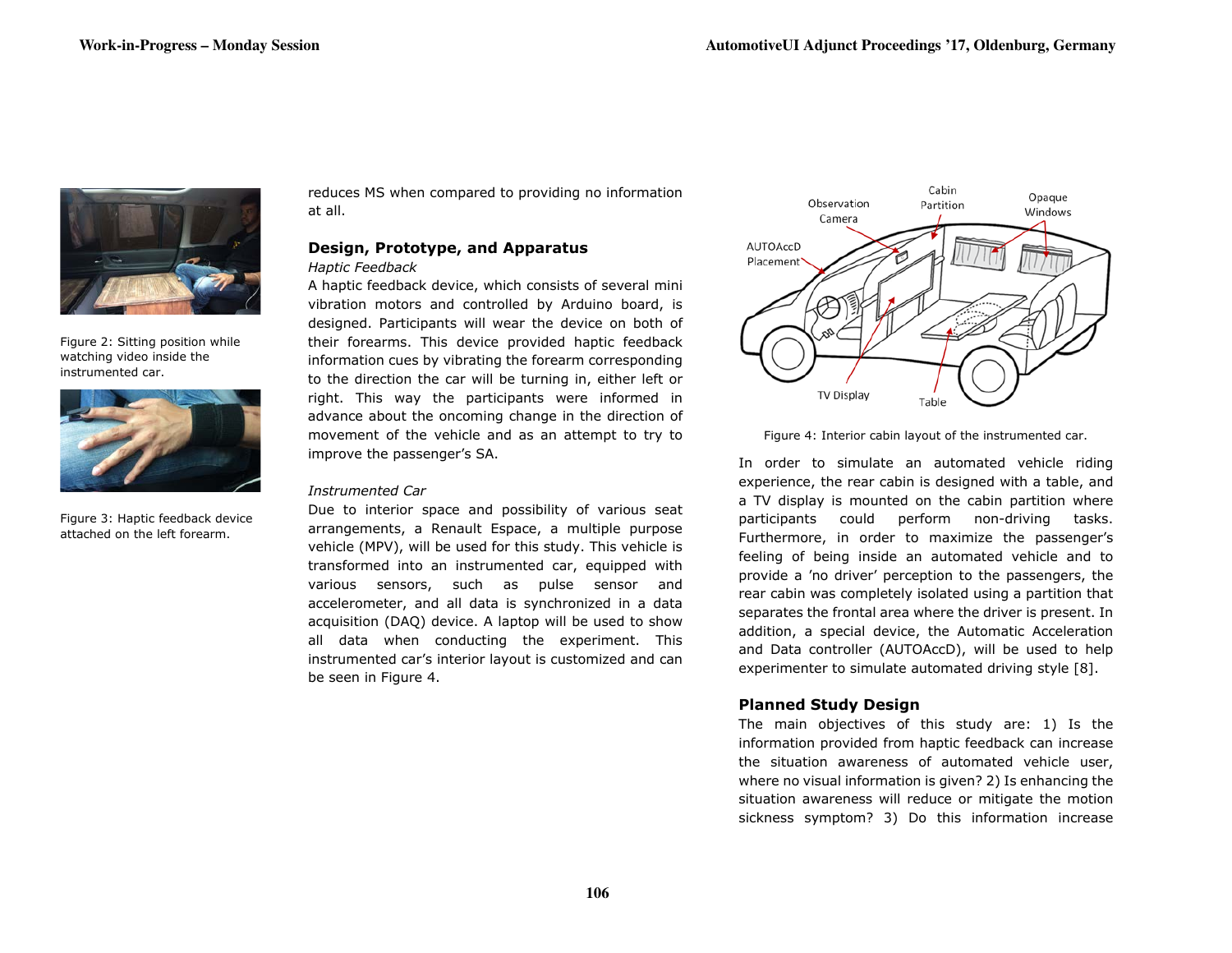Figure 2: Sitting position while watching video inside the instrumented car.

Figure 3: Haptic feedback device attached on the left forearm.

reduces MS when compared to providing no information at all.

## Design, Prototype, and Apparatus

*Haptic Feedback*

A haptic feedback device, which consists of several mini vibration motors and controlled by Arduino board, is designed. Participants will wear the device on both of their forearms. This device provided haptic feedback information cues by vibrating the forearm corresponding to the direction the car will be turning in, either left or right. This way the participants were informed in advance about the oncoming change in the direction of movement of the vehicle and as an attempt to try to improve the passenger's SA.

*Instrumented Car*

Due to interior space and possibility of various seat arrangements, a Renault Espace, a multiple purpose vehicle (MPV), will be used for this study. This vehicle is transformed into an instrumented car, equipped with various sensors, such as pulse sensor and accelerometer, and all data is synchronized in a data acquisition (DAQ) device. A laptop will be used to show all data when conducting the experiment. This instrumented car's interior layout is customized and can be seen in Figure 4.

Figure 4: Interior cabin layout of the instrumented car.

In order to simulate an automated vehicle riding experience, the rear cabin is designed with a table, and a TV display is mounted on the cabin partition where participants could perform non-driving tasks. Furthermore, in order to maximize the passenger's feeling of being inside an automated vehicle and to provide a 'no driver' perception to the passengers, the rear cabin was completely isolated using a partition that separates the frontal area where the driver is present. In addition, a special device, the Automatic Acceleration and Data controller (AUTOAccD), will be used to help experimenter to simulate automated driving style [8].

## Planned Study Design

The main objectives of this study are: 1) Is the information provided from haptic feedback can increase the situation awareness of automated vehicle user, where no visual information is given? 2) Is enhancing the situation awareness will reduce or mitigate the motion sickness symptom? 3) Do this information increase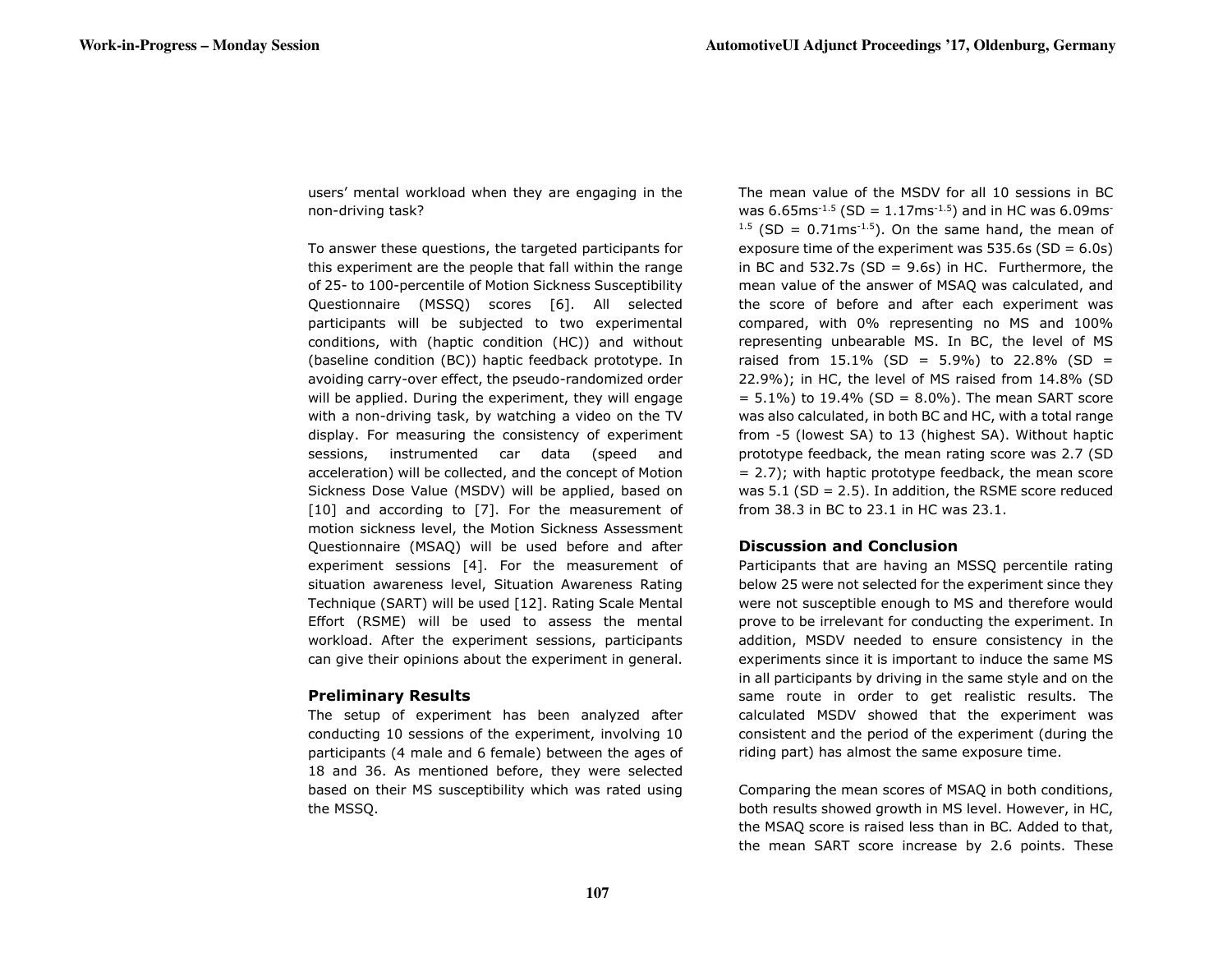users' mental workload when they are engaging in the non-driving task?

To answer these questions, the targeted participants for this experiment are the people that fall within the range of 25- to 100-percentile of Motion Sickness Susceptibility Questionnaire (MSSQ) scores [6]. All selected participants will be subjected to two experimental conditions, with (haptic condition (HC)) and without (baseline condition (BC)) haptic feedback prototype. In avoiding carry-over effect, the pseudo-randomized order will be applied. During the experiment, they will engage with a non-driving task, by watching a video on the TV display. For measuring the consistency of experiment sessions, instrumented car data (speed and acceleration) will be collected, and the concept of Motion Sickness Dose Value (MSDV) will be applied, based on [10] and according to [7]. For the measurement of motion sickness level, the Motion Sickness Assessment Questionnaire (MSAQ) will be used before and after experiment sessions [4]. For the measurement of situation awareness level, Situation Awareness Rating Technique (SART) will be used [12]. Rating Scale Mental Effort (RSME) will be used to assess the mental workload. After the experiment sessions, participants can give their opinions about the experiment in general.

### Preliminary Results

The setup of experiment has been analyzed after conducting 10 sessions of the experiment, involving 10 participants (4 male and 6 female) between the ages of 18 and 36. As mentioned before, they were selected based on their MS susceptibility which was rated using the MSSQ.

The mean value of the MSDV for all 10 sessions in BC was $6.65ms^{-1.5}$ (SD = $1.17ms^{-1.5}$) and in HC was $6.09ms^{-1.5}$ (SD = $0.71ms^{-1.5}$). On the same hand, the mean of exposure time of the experiment was 535.6s (SD = 6.0s) in BC and 532.7s (SD = 9.6s) in HC. Furthermore, the mean value of the answer of MSAQ was calculated, and the score of before and after each experiment was compared, with 0% representing no MS and 100% representing unbearable MS. In BC, the level of MS raised from 15.1% (SD = 5.9%) to 22.8% (SD = 22.9%); in HC, the level of MS raised from 14.8% (SD = 5.1%) to 19.4% (SD = 8.0%). The mean SART score was also calculated, in both BC and HC, with a total range from -5 (lowest SA) to 13 (highest SA). Without haptic prototype feedback, the mean rating score was 2.7 (SD = 2.7); with haptic prototype feedback, the mean score was 5.1 (SD = 2.5). In addition, the RSME score reduced from 38.3 in BC to 23.1 in HC was 23.1.

### Discussion and Conclusion

Participants that are having an MSSQ percentile rating below 25 were not selected for the experiment since they were not susceptible enough to MS and therefore would prove to be irrelevant for conducting the experiment. In addition, MSDV needed to ensure consistency in the experiments since it is important to induce the same MS in all participants by driving in the same style and on the same route in order to get realistic results. The calculated MSDV showed that the experiment was consistent and the period of the experiment (during the riding part) has almost the same exposure time.

Comparing the mean scores of MSAQ in both conditions, both results showed growth in MS level. However, in HC, the MSAQ score is raised less than in BC. Added to that, the mean SART score increase by 2.6 points. These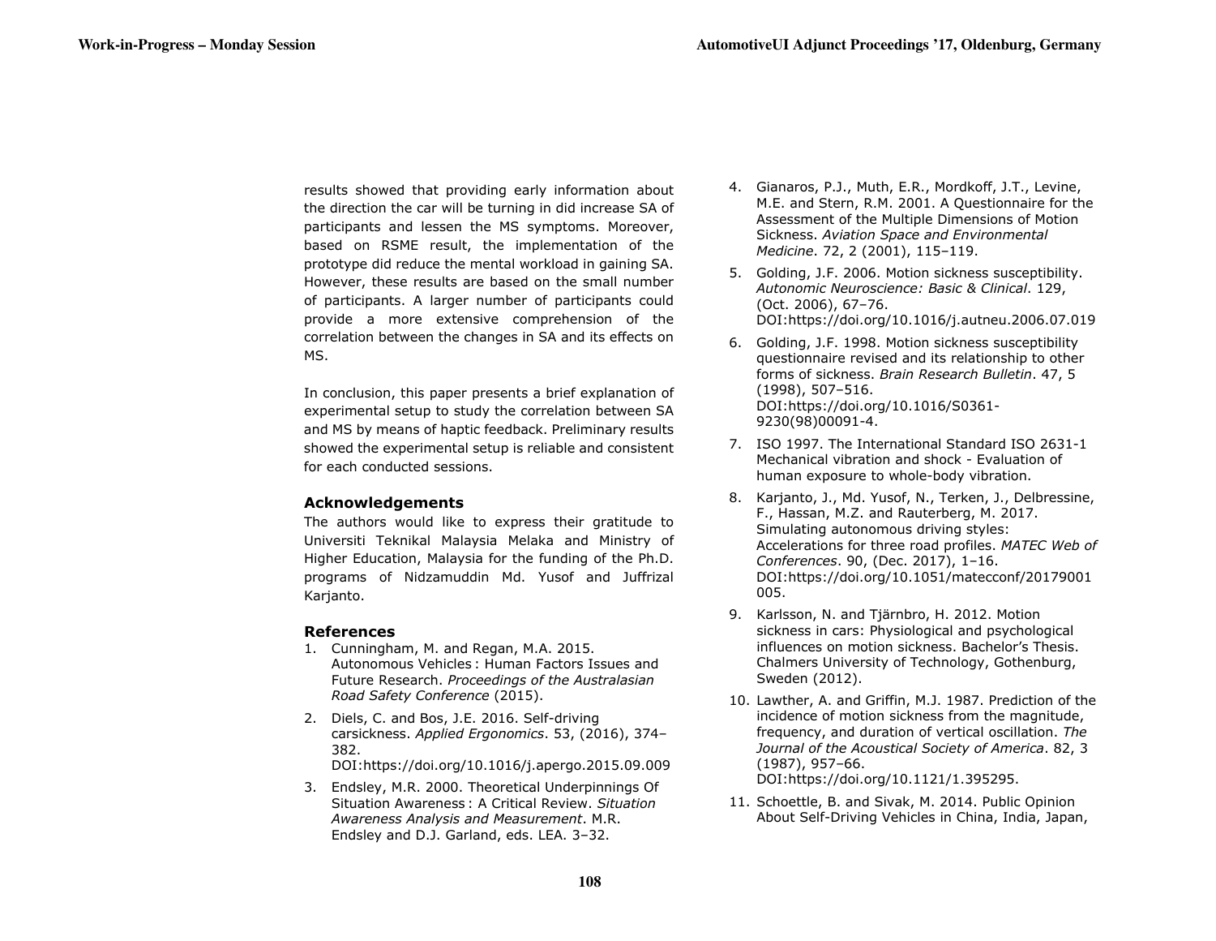results showed that providing early information about the direction the car will be turning in did increase SA of participants and lessen the MS symptoms. Moreover, based on RSME result, the implementation of the prototype did reduce the mental workload in gaining SA. However, these results are based on the small number of participants. A larger number of participants could provide a more extensive comprehension of the correlation between the changes in SA and its effects on MS.

In conclusion, this paper presents a brief explanation of experimental setup to study the correlation between SA and MS by means of haptic feedback. Preliminary results showed the experimental setup is reliable and consistent for each conducted sessions.

## Acknowledgements

The authors would like to express their gratitude to Universiti Teknikal Malaysia Melaka and Ministry of Higher Education, Malaysia for the funding of the Ph.D. programs of Nidzamuddin Md. Yusof and Juffrizal Karjanto.

## References

1. Cunningham, M. and Regan, M.A. 2015. Autonomous Vehicles : Human Factors Issues and Future Research. *Proceedings of the Australasian Road Safety Conference* (2015).
2. Diels, C. and Bos, J.E. 2016. Self-driving carsickness. *Applied Ergonomics*. 53, (2016), 374–382. DOI:https://doi.org/10.1016/j.apergo.2015.09.009
3. Endsley, M.R. 2000. Theoretical Underpinnings Of Situation Awareness : A Critical Review. *Situation Awareness Analysis and Measurement*. M.R. Endsley and D.J. Garland, eds. LEA. 3–32.
4. Gianaros, P.J., Muth, E.R., Mordkoff, J.T., Levine, M.E. and Stern, R.M. 2001. A Questionnaire for the Assessment of the Multiple Dimensions of Motion Sickness. *Aviation Space and Environmental Medicine*. 72, 2 (2001), 115–119.
5. Golding, J.F. 2006. Motion sickness susceptibility. *Autonomic Neuroscience: Basic & Clinical*. 129, (Oct. 2006), 67–76. DOI:https://doi.org/10.1016/j.autneu.2006.07.019
6. Golding, J.F. 1998. Motion sickness susceptibility questionnaire revised and its relationship to other forms of sickness. *Brain Research Bulletin*. 47, 5 (1998), 507–516. DOI:https://doi.org/10.1016/S0361-9230(98)00091-4.
7. ISO 1997. The International Standard ISO 2631-1 Mechanical vibration and shock - Evaluation of human exposure to whole-body vibration.
8. Karjanto, J., Md. Yusof, N., Terken, J., Delbressine, F., Hassan, M.Z. and Rauterberg, M. 2017. Simulating autonomous driving styles: Accelerations for three road profiles. *MATEC Web of Conferences*. 90, (Dec. 2017), 1–16. DOI:https://doi.org/10.1051/matecconf/20179001005.
9. Karlsson, N. and Tjärnbro, H. 2012. Motion sickness in cars: Physiological and psychological influences on motion sickness. Bachelor's Thesis. Chalmers University of Technology, Gothenburg, Sweden (2012).
10. Lawther, A. and Griffin, M.J. 1987. Prediction of the incidence of motion sickness from the magnitude, frequency, and duration of vertical oscillation. *The Journal of the Acoustical Society of America*. 82, 3 (1987), 957–66. DOI:https://doi.org/10.1121/1.395295.
11. Schoettle, B. and Sivak, M. 2014. Public Opinion About Self-Driving Vehicles in China, India, Japan,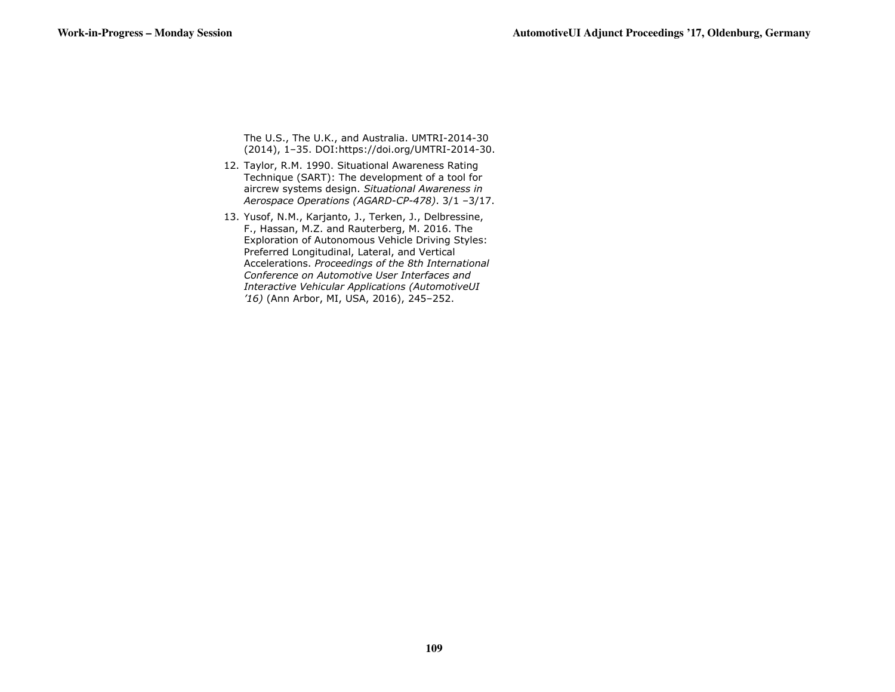The U.S., The U.K., and Australia. UMTRI-2014-30 (2014), 1–35. DOI:https://doi.org/UMTRI-2014-30.

12. Taylor, R.M. 1990. Situational Awareness Rating Technique (SART): The development of a tool for aircrew systems design. *Situational Awareness in Aerospace Operations (AGARD-CP-478)*. 3/1 –3/17.
13. Yusof, N.M., Karjanto, J., Terken, J., Delbressine, F., Hassan, M.Z. and Rauterberg, M. 2016. The Exploration of Autonomous Vehicle Driving Styles: Preferred Longitudinal, Lateral, and Vertical Accelerations. *Proceedings of the 8th International Conference on Automotive User Interfaces and Interactive Vehicular Applications (AutomotiveUI '16)* (Ann Arbor, MI, USA, 2016), 245–252.